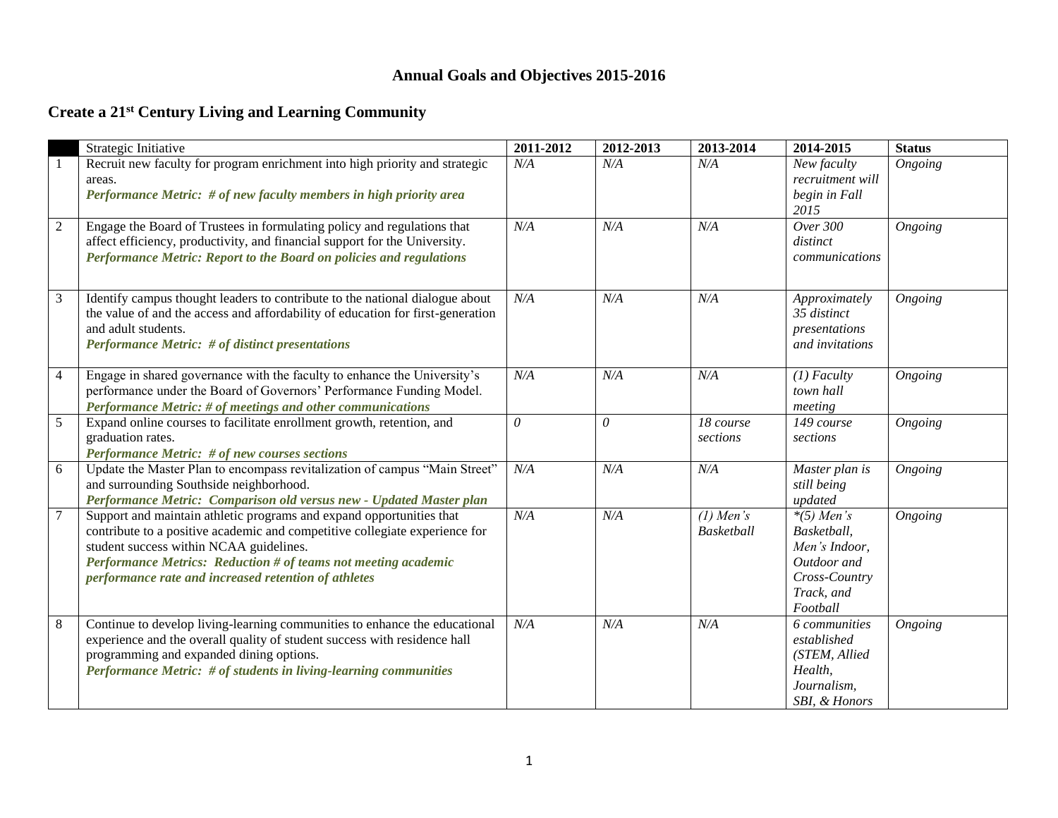# Annual Goals and Objectives 2015-2016

## Create a 21st Century Living and Learning Community

| | Strategic Initiative | 2011-2012 | 2012-2013 | 2013-2014 | 2014-2015 | Status |
|---|---|---|---|---|---|---|
| 1 | Recruit new faculty for program enrichment into high priority and strategic areas.<br>***Performance Metric: # of new faculty members in high priority area*** | *N/A* | *N/A* | *N/A* | *New faculty recruitment will begin in Fall 2015* | *Ongoing* |
| 2 | Engage the Board of Trustees in formulating policy and regulations that affect efficiency, productivity, and financial support for the University.<br>***Performance Metric: Report to the Board on policies and regulations*** | *N/A* | *N/A* | *N/A* | *Over 300 distinct communications* | *Ongoing* |
| 3 | Identify campus thought leaders to contribute to the national dialogue about the value of and the access and affordability of education for first-generation and adult students.<br>***Performance Metric: # of distinct presentations*** | *N/A* | *N/A* | *N/A* | *Approximately 35 distinct presentations and invitations* | *Ongoing* |
| 4 | Engage in shared governance with the faculty to enhance the University's performance under the Board of Governors' Performance Funding Model.<br>***Performance Metric: # of meetings and other communications*** | *N/A* | *N/A* | *N/A* | *(1) Faculty town hall meeting* | *Ongoing* |
| 5 | Expand online courses to facilitate enrollment growth, retention, and graduation rates.<br>***Performance Metric: # of new courses sections*** | *0* | *0* | *18 course sections* | *149 course sections* | *Ongoing* |
| 6 | Update the Master Plan to encompass revitalization of campus "Main Street" and surrounding Southside neighborhood.<br>***Performance Metric: Comparison old versus new - Updated Master plan*** | *N/A* | *N/A* | *N/A* | *Master plan is still being updated* | *Ongoing* |
| 7 | Support and maintain athletic programs and expand opportunities that contribute to a positive academic and competitive collegiate experience for student success within NCAA guidelines.<br>***Performance Metrics: Reduction # of teams not meeting academic performance rate and increased retention of athletes*** | *N/A* | *N/A* | *(1) Men's Basketball* | *\*(5) Men's Basketball, Men's Indoor, Outdoor and Cross-Country Track, and Football* | *Ongoing* |
| 8 | Continue to develop living-learning communities to enhance the educational experience and the overall quality of student success with residence hall programming and expanded dining options.<br>***Performance Metric: # of students in living-learning communities*** | *N/A* | *N/A* | *N/A* | *6 communities established (STEM, Allied Health, Journalism, SBI, & Honors* | *Ongoing* |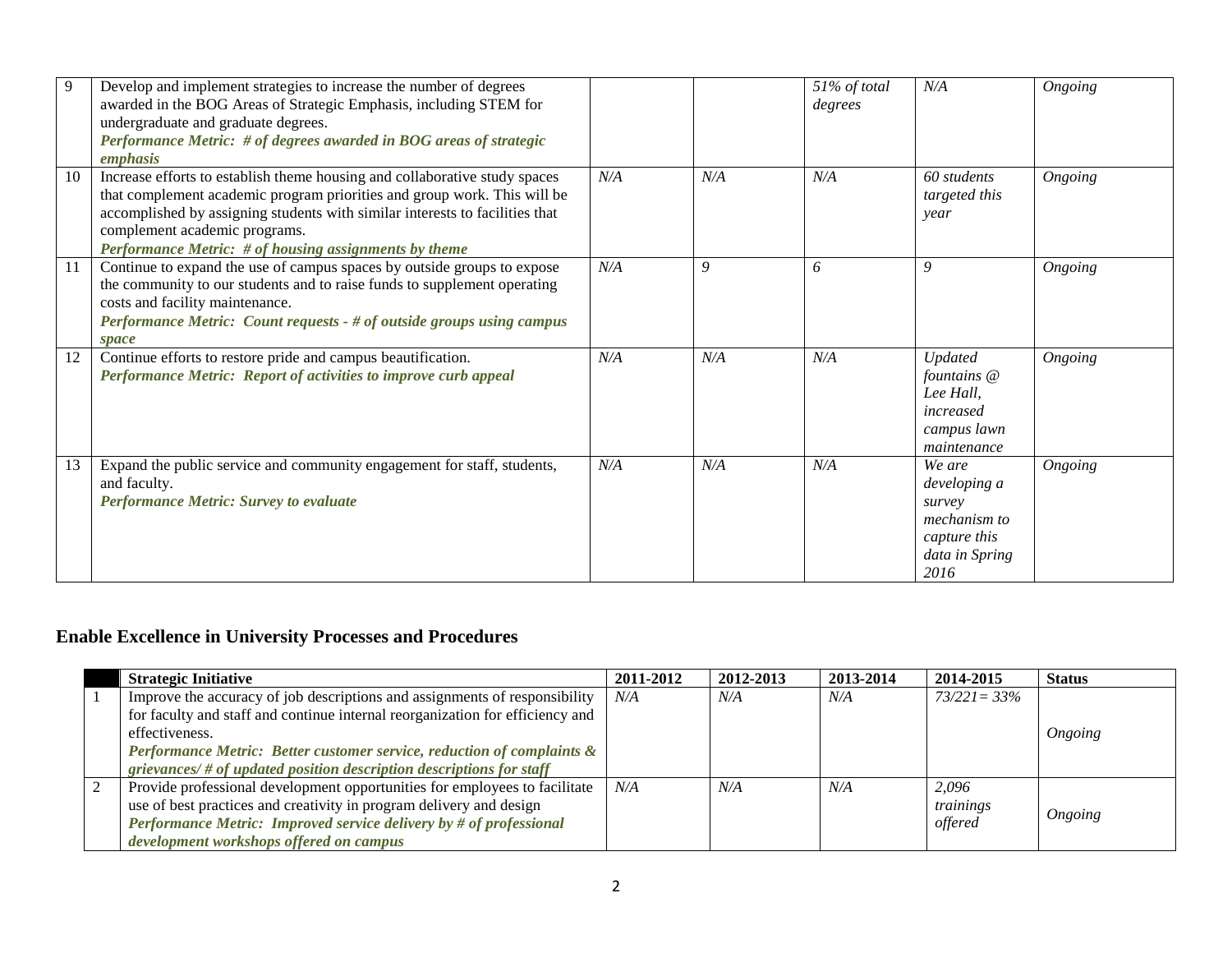| | | | | | | |
|---|---|---|---|---|---|---|
| 9 | Develop and implement strategies to increase the number of degrees awarded in the BOG Areas of Strategic Emphasis, including STEM for undergraduate and graduate degrees. ***Performance Metric: # of degrees awarded in BOG areas of strategic emphasis*** | | | *51% of total degrees* | *N/A* | *Ongoing* |
| 10 | Increase efforts to establish theme housing and collaborative study spaces that complement academic program priorities and group work. This will be accomplished by assigning students with similar interests to facilities that complement academic programs. ***Performance Metric: # of housing assignments by theme*** | *N/A* | *N/A* | *N/A* | *60 students targeted this year* | *Ongoing* |
| 11 | Continue to expand the use of campus spaces by outside groups to expose the community to our students and to raise funds to supplement operating costs and facility maintenance. ***Performance Metric: Count requests - # of outside groups using campus space*** | *N/A* | *9* | *6* | *9* | *Ongoing* |
| 12 | Continue efforts to restore pride and campus beautification. ***Performance Metric: Report of activities to improve curb appeal*** | *N/A* | *N/A* | *N/A* | *Updated fountains @ Lee Hall, increased campus lawn maintenance* | *Ongoing* |
| 13 | Expand the public service and community engagement for staff, students, and faculty. ***Performance Metric: Survey to evaluate*** | *N/A* | *N/A* | *N/A* | *We are developing a survey mechanism to capture this data in Spring 2016* | *Ongoing* |

## Enable Excellence in University Processes and Procedures

| | Strategic Initiative | 2011-2012 | 2012-2013 | 2013-2014 | 2014-2015 | Status |
|---|---|---|---|---|---|---|
| 1 | Improve the accuracy of job descriptions and assignments of responsibility for faculty and staff and continue internal reorganization for efficiency and effectiveness. ***Performance Metric: Better customer service, reduction of complaints & grievances/ # of updated position description descriptions for staff*** | *N/A* | *N/A* | *N/A* | *73/221= 33%* | *Ongoing* |
| 2 | Provide professional development opportunities for employees to facilitate use of best practices and creativity in program delivery and design ***Performance Metric: Improved service delivery by # of professional development workshops offered on campus*** | *N/A* | *N/A* | *N/A* | *2,096 trainings offered* | *Ongoing* |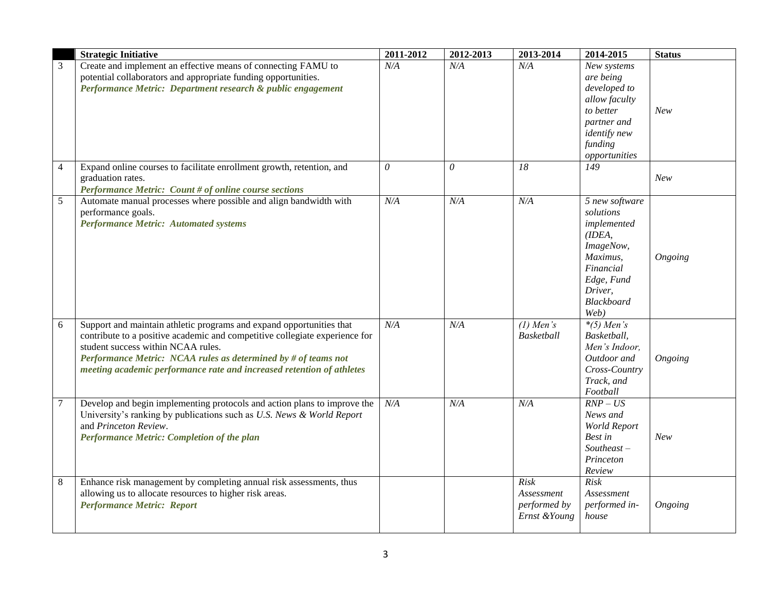| | Strategic Initiative | 2011-2012 | 2012-2013 | 2013-2014 | 2014-2015 | Status |
|---|---|---|---|---|---|---|
| 3 | Create and implement an effective means of connecting FAMU to potential collaborators and appropriate funding opportunities.<br>***Performance Metric: Department research & public engagement*** | *N/A* | *N/A* | *N/A* | *New systems are being developed to allow faculty to better partner and identify new funding opportunities* | *New* |
| 4 | Expand online courses to facilitate enrollment growth, retention, and graduation rates.<br>***Performance Metric: Count # of online course sections*** | *0* | *0* | *18* | *149* | *New* |
| 5 | Automate manual processes where possible and align bandwidth with performance goals.<br>***Performance Metric: Automated systems*** | *N/A* | *N/A* | *N/A* | *5 new software solutions implemented (IDEA, ImageNow, Maximus, Financial Edge, Fund Driver, Blackboard Web)* | *Ongoing* |
| 6 | Support and maintain athletic programs and expand opportunities that contribute to a positive academic and competitive collegiate experience for student success within NCAA rules.<br>***Performance Metric: NCAA rules as determined by # of teams not meeting academic performance rate and increased retention of athletes*** | *N/A* | *N/A* | *(1) Men's Basketball* | *\*(5) Men's Basketball, Men's Indoor, Outdoor and Cross-Country Track, and Football* | *Ongoing* |
| 7 | Develop and begin implementing protocols and action plans to improve the University's ranking by publications such as *U.S. News & World Report* and *Princeton Review*.<br>***Performance Metric: Completion of the plan*** | *N/A* | *N/A* | *N/A* | *RNP – US News and World Report Best in Southeast – Princeton Review* | *New* |
| 8 | Enhance risk management by completing annual risk assessments, thus allowing us to allocate resources to higher risk areas.<br>***Performance Metric: Report*** | | | *Risk Assessment performed by Ernst &Young* | *Risk Assessment performed in-house* | *Ongoing* |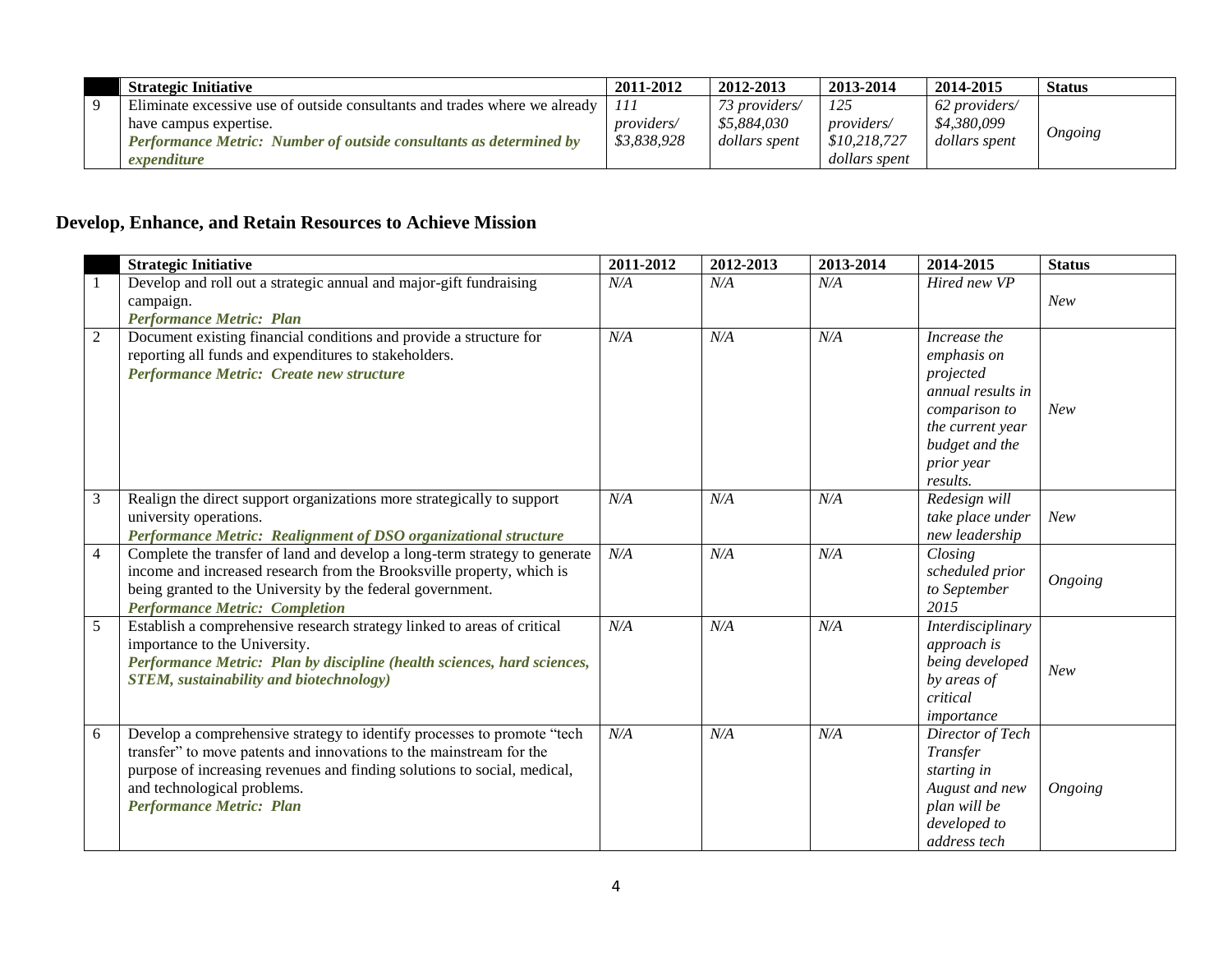| | Strategic Initiative | 2011-2012 | 2012-2013 | 2013-2014 | 2014-2015 | Status |
|---|---|---|---|---|---|---|
| 9 | Eliminate excessive use of outside consultants and trades where we already have campus expertise. ***Performance Metric: Number of outside consultants as determined by expenditure*** | *111 providers/ $3,838,928* | *73 providers/ $5,884,030 dollars spent* | *125 providers/ $10,218,727 dollars spent* | *62 providers/ $4,380,099 dollars spent* | *Ongoing* |

## Develop, Enhance, and Retain Resources to Achieve Mission

| | Strategic Initiative | 2011-2012 | 2012-2013 | 2013-2014 | 2014-2015 | Status |
|---|---|---|---|---|---|---|
| 1 | Develop and roll out a strategic annual and major-gift fundraising campaign. ***Performance Metric: Plan*** | *N/A* | *N/A* | *N/A* | *Hired new VP* | *New* |
| 2 | Document existing financial conditions and provide a structure for reporting all funds and expenditures to stakeholders. ***Performance Metric: Create new structure*** | *N/A* | *N/A* | *N/A* | *Increase the emphasis on projected annual results in comparison to the current year budget and the prior year results.* | *New* |
| 3 | Realign the direct support organizations more strategically to support university operations. ***Performance Metric: Realignment of DSO organizational structure*** | *N/A* | *N/A* | *N/A* | *Redesign will take place under new leadership* | *New* |
| 4 | Complete the transfer of land and develop a long-term strategy to generate income and increased research from the Brooksville property, which is being granted to the University by the federal government. ***Performance Metric: Completion*** | *N/A* | *N/A* | *N/A* | *Closing scheduled prior to September 2015* | *Ongoing* |
| 5 | Establish a comprehensive research strategy linked to areas of critical importance to the University. ***Performance Metric: Plan by discipline (health sciences, hard sciences, STEM, sustainability and biotechnology)*** | *N/A* | *N/A* | *N/A* | *Interdisciplinary approach is being developed by areas of critical importance* | *New* |
| 6 | Develop a comprehensive strategy to identify processes to promote "tech transfer" to move patents and innovations to the mainstream for the purpose of increasing revenues and finding solutions to social, medical, and technological problems. ***Performance Metric: Plan*** | *N/A* | *N/A* | *N/A* | *Director of Tech Transfer starting in August and new plan will be developed to address tech* | *Ongoing* |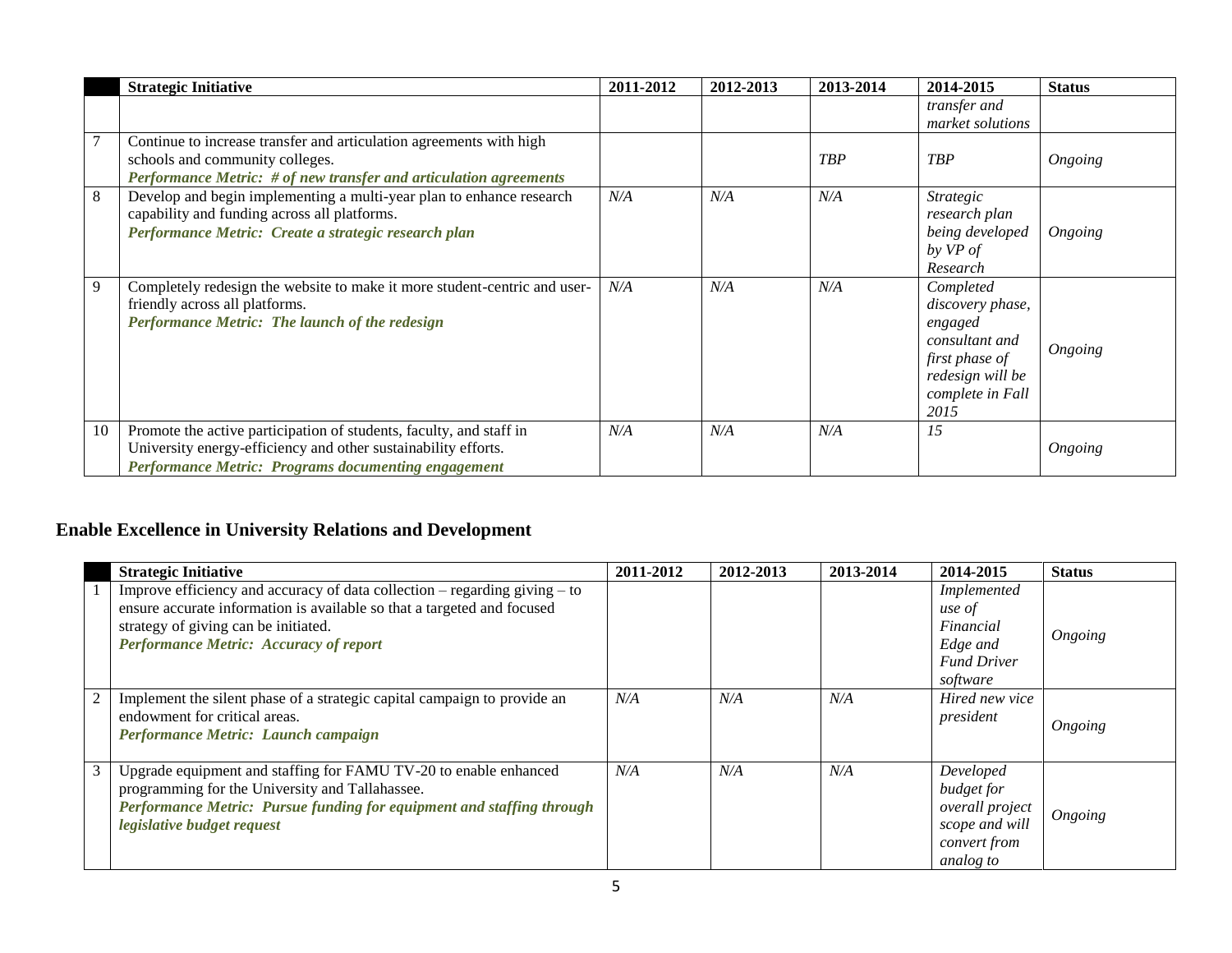| | Strategic Initiative | 2011-2012 | 2012-2013 | 2013-2014 | 2014-2015 | Status |
|---|---|---|---|---|---|---|
| | | | | | *transfer and market solutions* | |
| 7 | Continue to increase transfer and articulation agreements with high schools and community colleges. ***Performance Metric: # of new transfer and articulation agreements*** | | | *TBP* | *TBP* | *Ongoing* |
| 8 | Develop and begin implementing a multi-year plan to enhance research capability and funding across all platforms. ***Performance Metric: Create a strategic research plan*** | *N/A* | *N/A* | *N/A* | *Strategic research plan being developed by VP of Research* | *Ongoing* |
| 9 | Completely redesign the website to make it more student-centric and user-friendly across all platforms. ***Performance Metric: The launch of the redesign*** | *N/A* | *N/A* | *N/A* | *Completed discovery phase, engaged consultant and first phase of redesign will be complete in Fall 2015* | *Ongoing* |
| 10 | Promote the active participation of students, faculty, and staff in University energy-efficiency and other sustainability efforts. ***Performance Metric: Programs documenting engagement*** | *N/A* | *N/A* | *N/A* | *15* | *Ongoing* |

## Enable Excellence in University Relations and Development

| | Strategic Initiative | 2011-2012 | 2012-2013 | 2013-2014 | 2014-2015 | Status |
|---|---|---|---|---|---|---|
| 1 | Improve efficiency and accuracy of data collection – regarding giving – to ensure accurate information is available so that a targeted and focused strategy of giving can be initiated. ***Performance Metric: Accuracy of report*** | | | | *Implemented use of Financial Edge and Fund Driver software* | *Ongoing* |
| 2 | Implement the silent phase of a strategic capital campaign to provide an endowment for critical areas. ***Performance Metric: Launch campaign*** | *N/A* | *N/A* | *N/A* | *Hired new vice president* | *Ongoing* |
| 3 | Upgrade equipment and staffing for FAMU TV-20 to enable enhanced programming for the University and Tallahassee. ***Performance Metric: Pursue funding for equipment and staffing through legislative budget request*** | *N/A* | *N/A* | *N/A* | *Developed budget for overall project scope and will convert from analog to* | *Ongoing* |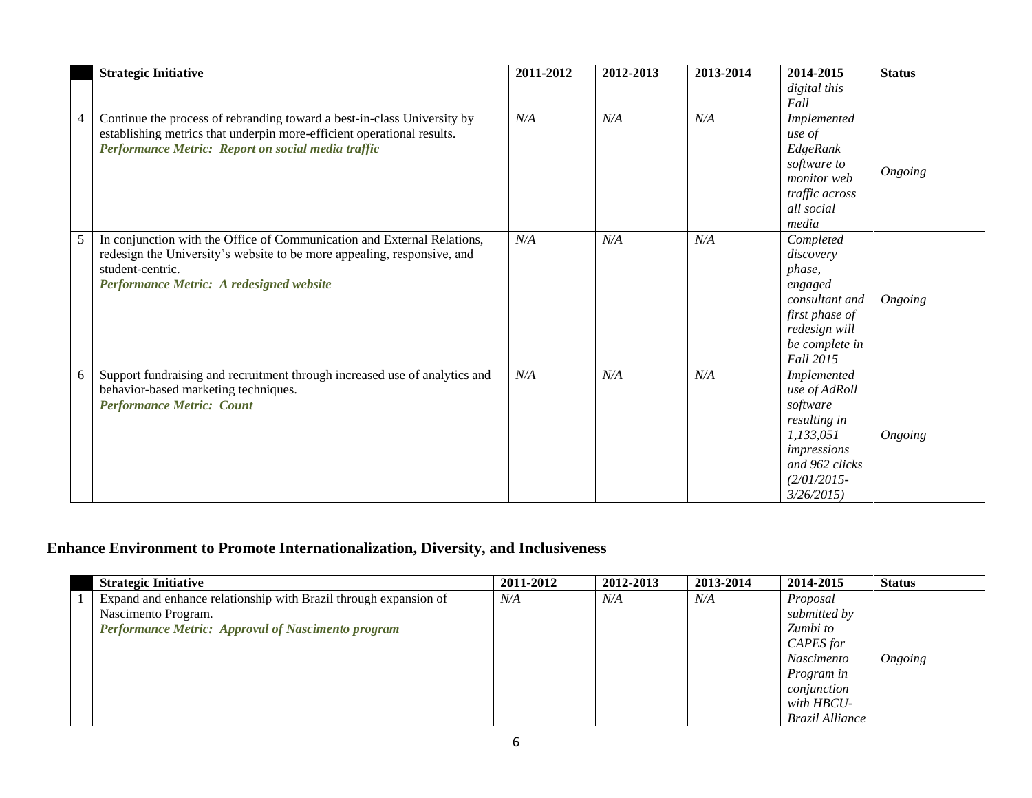| | Strategic Initiative | 2011-2012 | 2012-2013 | 2013-2014 | 2014-2015 | Status |
|---|---|---|---|---|---|---|
| | | | | | *digital this Fall* | |
| 4 | Continue the process of rebranding toward a best-in-class University by establishing metrics that underpin more-efficient operational results. ***Performance Metric: Report on social media traffic*** | *N/A* | *N/A* | *N/A* | *Implemented use of EdgeRank software to monitor web traffic across all social media* | *Ongoing* |
| 5 | In conjunction with the Office of Communication and External Relations, redesign the University's website to be more appealing, responsive, and student-centric. ***Performance Metric: A redesigned website*** | *N/A* | *N/A* | *N/A* | *Completed discovery phase, engaged consultant and first phase of redesign will be complete in Fall 2015* | *Ongoing* |
| 6 | Support fundraising and recruitment through increased use of analytics and behavior-based marketing techniques. ***Performance Metric: Count*** | *N/A* | *N/A* | *N/A* | *Implemented use of AdRoll software resulting in 1,133,051 impressions and 962 clicks (2/01/2015-3/26/2015)* | *Ongoing* |

## Enhance Environment to Promote Internationalization, Diversity, and Inclusiveness

| | Strategic Initiative | 2011-2012 | 2012-2013 | 2013-2014 | 2014-2015 | Status |
|---|---|---|---|---|---|---|
| 1 | Expand and enhance relationship with Brazil through expansion of Nascimento Program. ***Performance Metric: Approval of Nascimento program*** | *N/A* | *N/A* | *N/A* | *Proposal submitted by Zumbi to CAPES for Nascimento Program in conjunction with HBCU-Brazil Alliance* | *Ongoing* |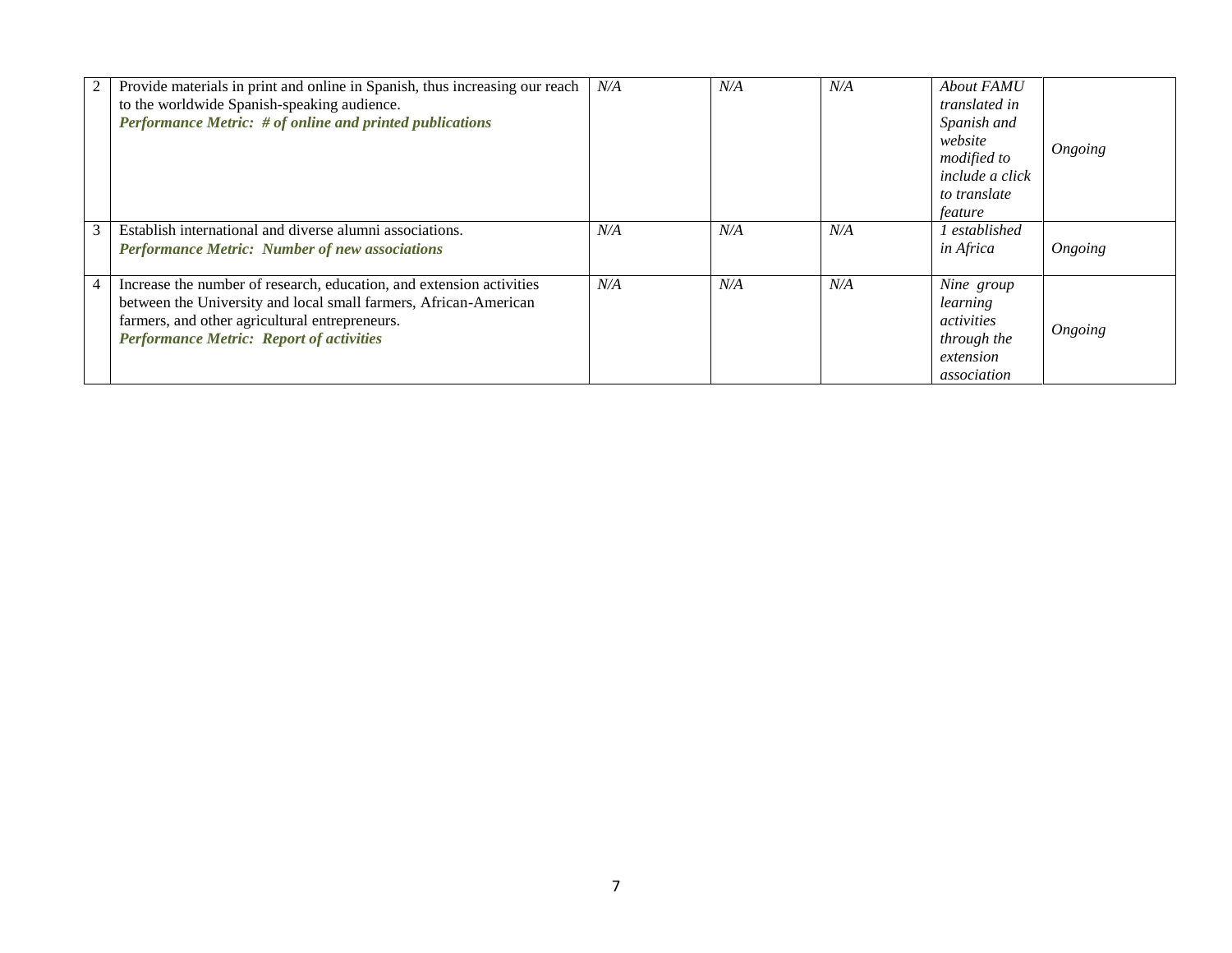| | | | | | | |
|---|---|---|---|---|---|---|
| 2 | Provide materials in print and online in Spanish, thus increasing our reach to the worldwide Spanish-speaking audience.<br>***Performance Metric: # of online and printed publications*** | *N/A* | *N/A* | *N/A* | *About FAMU translated in Spanish and website modified to include a click to translate feature* | *Ongoing* |
| 3 | Establish international and diverse alumni associations.<br>***Performance Metric: Number of new associations*** | *N/A* | *N/A* | *N/A* | *1 established in Africa* | *Ongoing* |
| 4 | Increase the number of research, education, and extension activities between the University and local small farmers, African-American farmers, and other agricultural entrepreneurs.<br>***Performance Metric: Report of activities*** | *N/A* | *N/A* | *N/A* | *Nine group learning activities through the extension association* | *Ongoing* |